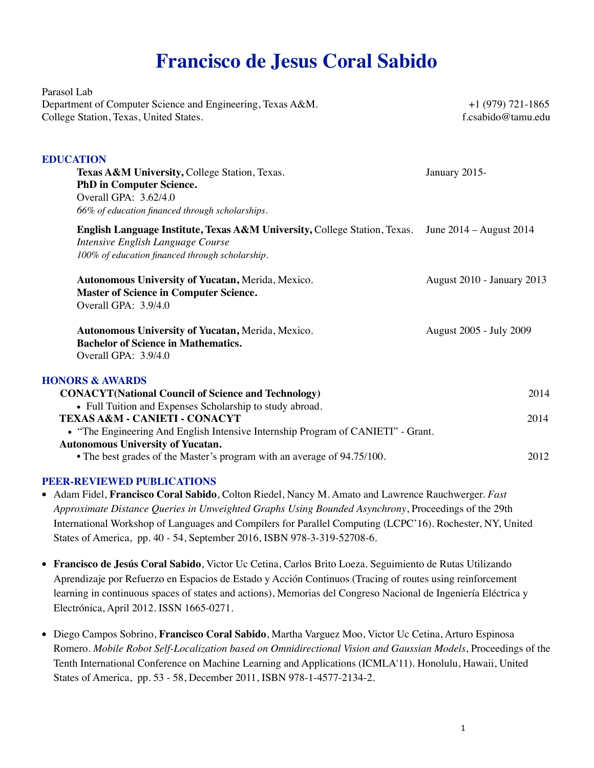# Francisco de Jesus Coral Sabido

Parasol Lab
Department of Computer Science and Engineering, Texas A&M. +1 (979) 721-1865
College Station, Texas, United States. f.csabido@tamu.edu

## EDUCATION

**Texas A&M University,** College Station, Texas. January 2015-
**PhD in Computer Science.**
Overall GPA: 3.62/4.0
*66% of education financed through scholarships.*

**English Language Institute, Texas A&M University,** College Station, Texas. June 2014 – August 2014
*Intensive English Language Course*
*100% of education financed through scholarship.*

**Autonomous University of Yucatan,** Merida, Mexico. August 2010 - January 2013
**Master of Science in Computer Science.**
Overall GPA: 3.9/4.0

**Autonomous University of Yucatan,** Merida, Mexico. August 2005 - July 2009
**Bachelor of Science in Mathematics.**
Overall GPA: 3.9/4.0

## HONORS & AWARDS

**CONACYT(National Council of Science and Technology)** 2014
- Full Tuition and Expenses Scholarship to study abroad.

**TEXAS A&M - CANIETI - CONACYT** 2014
- "The Engineering And English Intensive Internship Program of CANIETI" - Grant.

**Autonomous University of Yucatan.**
- The best grades of the Master's program with an average of 94.75/100. 2012

## PEER-REVIEWED PUBLICATIONS

- Adam Fidel, **Francisco Coral Sabido**, Colton Riedel, Nancy M. Amato and Lawrence Rauchwerger. *Fast Approximate Distance Queries in Unweighted Graphs Using Bounded Asynchrony*, Proceedings of the 29th International Workshop of Languages and Compilers for Parallel Computing (LCPC'16). Rochester, NY, United States of America, pp. 40 - 54, September 2016, ISBN 978-3-319-52708-6.

- **Francisco de Jesús Coral Sabido**, Victor Uc Cetina, Carlos Brito Loeza. Seguimiento de Rutas Utilizando Aprendizaje por Refuerzo en Espacios de Estado y Acción Continuos (Tracing of routes using reinforcement learning in continuous spaces of states and actions), Memorias del Congreso Nacional de Ingeniería Eléctrica y Electrónica, April 2012. ISSN 1665-0271.

- Diego Campos Sobrino, **Francisco Coral Sabido**, Martha Varguez Moo, Victor Uc Cetina, Arturo Espinosa Romero. *Mobile Robot Self-Localization based on Omnidirectional Vision and Gaussian Models*, Proceedings of the Tenth International Conference on Machine Learning and Applications (ICMLA'11). Honolulu, Hawaii, United States of America, pp. 53 - 58, December 2011, ISBN 978-1-4577-2134-2.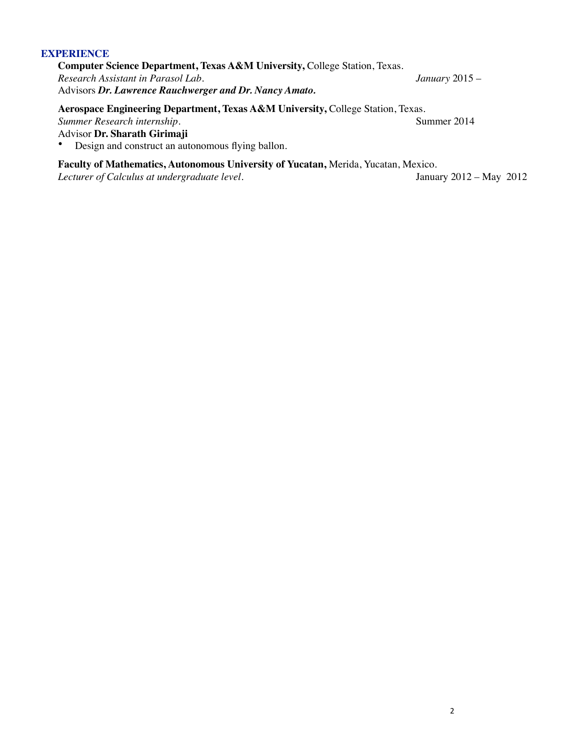## EXPERIENCE

**Computer Science Department, Texas A&M University,** College Station, Texas.
*Research Assistant in Parasol Lab.* *January* 2015 –
Advisors ***Dr. Lawrence Rauchwerger and Dr. Nancy Amato.***

**Aerospace Engineering Department, Texas A&M University,** College Station, Texas.
*Summer Research internship.* Summer 2014
Advisor **Dr. Sharath Girimaji**

- Design and construct an autonomous flying ballon.

**Faculty of Mathematics, Autonomous University of Yucatan,** Merida, Yucatan, Mexico.
*Lecturer of Calculus at undergraduate level.* January 2012 – May 2012